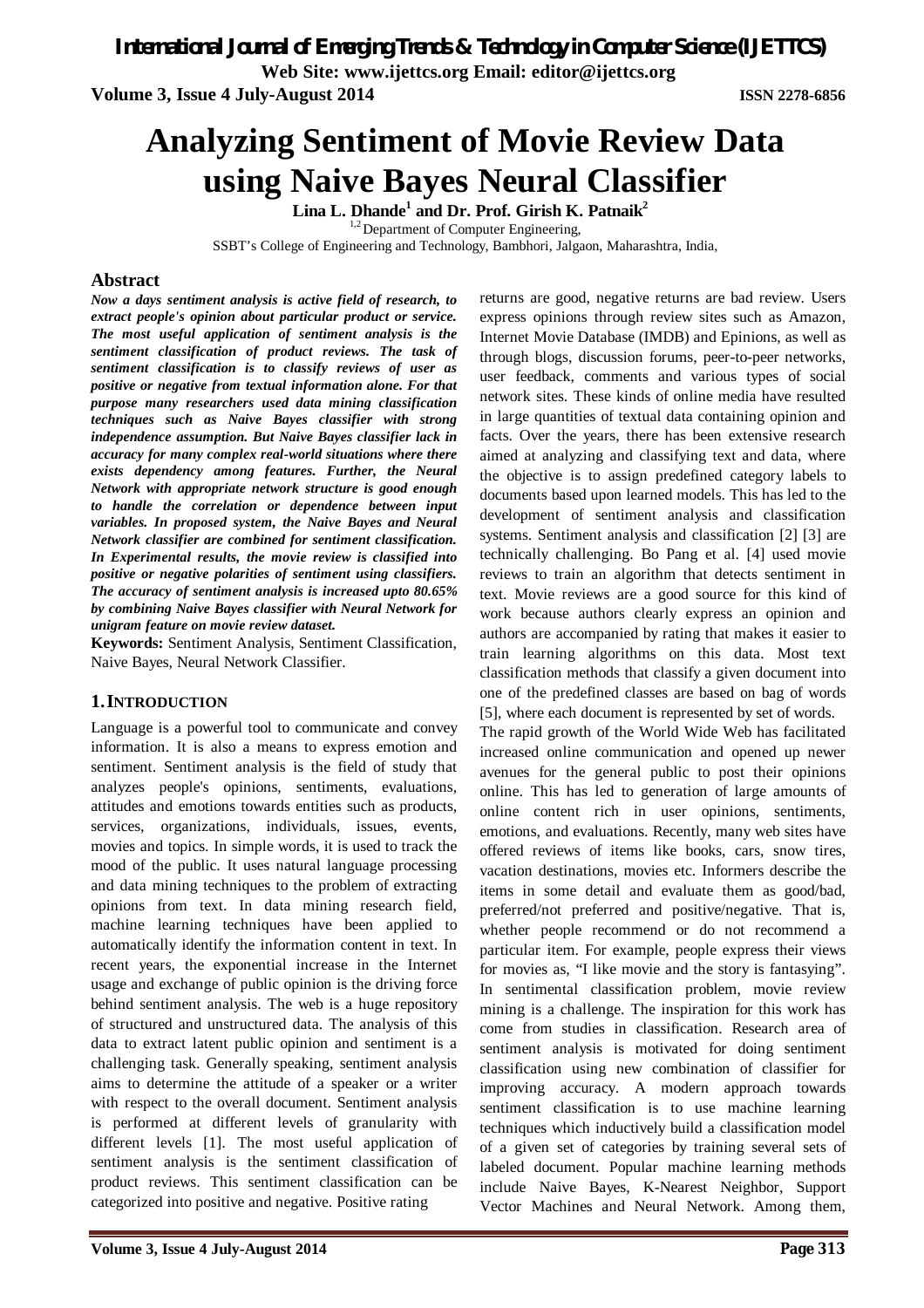# Analyzing Sentiment of Movie Review Data using Naive Bayes Neural Classifier

**Lina L. Dhande[1] and Dr. Prof. Girish K. Patnaik[2]**

[1,2] Department of Computer Engineering,
SSBT's College of Engineering and Technology, Bambhori, Jalgaon, Maharashtra, India,

## Abstract

***Now a days sentiment analysis is active field of research, to extract people's opinion about particular product or service. The most useful application of sentiment analysis is the sentiment classification of product reviews. The task of sentiment classification is to classify reviews of user as positive or negative from textual information alone. For that purpose many researchers used data mining classification techniques such as Naive Bayes classifier with strong independence assumption. But Naive Bayes classifier lack in accuracy for many complex real-world situations where there exists dependency among features. Further, the Neural Network with appropriate network structure is good enough to handle the correlation or dependence between input variables. In proposed system, the Naive Bayes and Neural Network classifier are combined for sentiment classification. In Experimental results, the movie review is classified into positive or negative polarities of sentiment using classifiers. The accuracy of sentiment analysis is increased upto 80.65% by combining Naive Bayes classifier with Neural Network for unigram feature on movie review dataset.***

**Keywords:** Sentiment Analysis, Sentiment Classification, Naive Bayes, Neural Network Classifier.

## 1. INTRODUCTION

Language is a powerful tool to communicate and convey information. It is also a means to express emotion and sentiment. Sentiment analysis is the field of study that analyzes people's opinions, sentiments, evaluations, attitudes and emotions towards entities such as products, services, organizations, individuals, issues, events, movies and topics. In simple words, it is used to track the mood of the public. It uses natural language processing and data mining techniques to the problem of extracting opinions from text. In data mining research field, machine learning techniques have been applied to automatically identify the information content in text. In recent years, the exponential increase in the Internet usage and exchange of public opinion is the driving force behind sentiment analysis. The web is a huge repository of structured and unstructured data. The analysis of this data to extract latent public opinion and sentiment is a challenging task. Generally speaking, sentiment analysis aims to determine the attitude of a speaker or a writer with respect to the overall document. Sentiment analysis is performed at different levels of granularity with different levels [1]. The most useful application of sentiment analysis is the sentiment classification of product reviews. This sentiment classification can be categorized into positive and negative. Positive rating returns are good, negative returns are bad review. Users express opinions through review sites such as Amazon, Internet Movie Database (IMDB) and Epinions, as well as through blogs, discussion forums, peer-to-peer networks, user feedback, comments and various types of social network sites. These kinds of online media have resulted in large quantities of textual data containing opinion and facts. Over the years, there has been extensive research aimed at analyzing and classifying text and data, where the objective is to assign predefined category labels to documents based upon learned models. This has led to the development of sentiment analysis and classification systems. Sentiment analysis and classification [2] [3] are technically challenging. Bo Pang et al. [4] used movie reviews to train an algorithm that detects sentiment in text. Movie reviews are a good source for this kind of work because authors clearly express an opinion and authors are accompanied by rating that makes it easier to train learning algorithms on this data. Most text classification methods that classify a given document into one of the predefined classes are based on bag of words [5], where each document is represented by set of words.

The rapid growth of the World Wide Web has facilitated increased online communication and opened up newer avenues for the general public to post their opinions online. This has led to generation of large amounts of online content rich in user opinions, sentiments, emotions, and evaluations. Recently, many web sites have offered reviews of items like books, cars, snow tires, vacation destinations, movies etc. Informers describe the items in some detail and evaluate them as good/bad, preferred/not preferred and positive/negative. That is, whether people recommend or do not recommend a particular item. For example, people express their views for movies as, "I like movie and the story is fantasying". In sentimental classification problem, movie review mining is a challenge. The inspiration for this work has come from studies in classification. Research area of sentiment analysis is motivated for doing sentiment classification using new combination of classifier for improving accuracy. A modern approach towards sentiment classification is to use machine learning techniques which inductively build a classification model of a given set of categories by training several sets of labeled document. Popular machine learning methods include Naive Bayes, K-Nearest Neighbor, Support Vector Machines and Neural Network. Among them,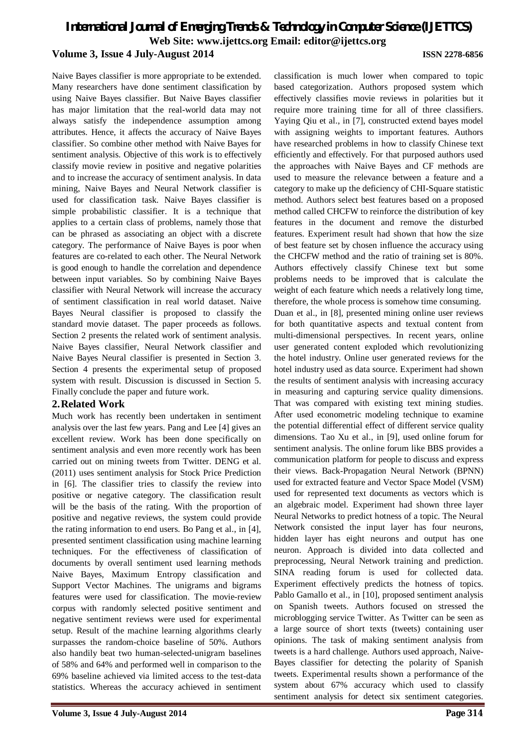Naive Bayes classifier is more appropriate to be extended. Many researchers have done sentiment classification by using Naive Bayes classifier. But Naive Bayes classifier has major limitation that the real-world data may not always satisfy the independence assumption among attributes. Hence, it affects the accuracy of Naive Bayes classifier. So combine other method with Naive Bayes for sentiment analysis. Objective of this work is to effectively classify movie review in positive and negative polarities and to increase the accuracy of sentiment analysis. In data mining, Naive Bayes and Neural Network classifier is used for classification task. Naive Bayes classifier is simple probabilistic classifier. It is a technique that applies to a certain class of problems, namely those that can be phrased as associating an object with a discrete category. The performance of Naive Bayes is poor when features are co-related to each other. The Neural Network is good enough to handle the correlation and dependence between input variables. So by combining Naive Bayes classifier with Neural Network will increase the accuracy of sentiment classification in real world dataset. Naive Bayes Neural classifier is proposed to classify the standard movie dataset. The paper proceeds as follows. Section 2 presents the related work of sentiment analysis. Naive Bayes classifier, Neural Network classifier and Naive Bayes Neural classifier is presented in Section 3. Section 4 presents the experimental setup of proposed system with result. Discussion is discussed in Section 5. Finally conclude the paper and future work.

## 2. Related Work

Much work has recently been undertaken in sentiment analysis over the last few years. Pang and Lee [4] gives an excellent review. Work has been done specifically on sentiment analysis and even more recently work has been carried out on mining tweets from Twitter. DENG et al. (2011) uses sentiment analysis for Stock Price Prediction in [6]. The classifier tries to classify the review into positive or negative category. The classification result will be the basis of the rating. With the proportion of positive and negative reviews, the system could provide the rating information to end users. Bo Pang et al., in [4], presented sentiment classification using machine learning techniques. For the effectiveness of classification of documents by overall sentiment used learning methods Naive Bayes, Maximum Entropy classification and Support Vector Machines. The unigrams and bigrams features were used for classification. The movie-review corpus with randomly selected positive sentiment and negative sentiment reviews were used for experimental setup. Result of the machine learning algorithms clearly surpasses the random-choice baseline of 50%. Authors also handily beat two human-selected-unigram baselines of 58% and 64% and performed well in comparison to the 69% baseline achieved via limited access to the test-data statistics. Whereas the accuracy achieved in sentiment classification is much lower when compared to topic based categorization. Authors proposed system which effectively classifies movie reviews in polarities but it require more training time for all of three classifiers. Yaying Qiu et al., in [7], constructed extend bayes model with assigning weights to important features. Authors have researched problems in how to classify Chinese text efficiently and effectively. For that purposed authors used the approaches with Naive Bayes and CF methods are used to measure the relevance between a feature and a category to make up the deficiency of CHI-Square statistic method. Authors select best features based on a proposed method called CHCFW to reinforce the distribution of key features in the document and remove the disturbed features. Experiment result had shown that how the size of best feature set by chosen influence the accuracy using the CHCFW method and the ratio of training set is 80%. Authors effectively classify Chinese text but some problems needs to be improved that is calculate the weight of each feature which needs a relatively long time, therefore, the whole process is somehow time consuming.

Duan et al., in [8], presented mining online user reviews for both quantitative aspects and textual content from multi-dimensional perspectives. In recent years, online user generated content exploded which revolutionizing the hotel industry. Online user generated reviews for the hotel industry used as data source. Experiment had shown the results of sentiment analysis with increasing accuracy in measuring and capturing service quality dimensions. That was compared with existing text mining studies. After used econometric modeling technique to examine the potential differential effect of different service quality dimensions. Tao Xu et al., in [9], used online forum for sentiment analysis. The online forum like BBS provides a communication platform for people to discuss and express their views. Back-Propagation Neural Network (BPNN) used for extracted feature and Vector Space Model (VSM) used for represented text documents as vectors which is an algebraic model. Experiment had shown three layer Neural Networks to predict hotness of a topic. The Neural Network consisted the input layer has four neurons, hidden layer has eight neurons and output has one neuron. Approach is divided into data collected and preprocessing, Neural Network training and prediction. SINA reading forum is used for collected data. Experiment effectively predicts the hotness of topics. Pablo Gamallo et al., in [10], proposed sentiment analysis on Spanish tweets. Authors focused on stressed the microblogging service Twitter. As Twitter can be seen as a large source of short texts (tweets) containing user opinions. The task of making sentiment analysis from tweets is a hard challenge. Authors used approach, Naive-Bayes classifier for detecting the polarity of Spanish tweets. Experimental results shown a performance of the system about 67% accuracy which used to classify sentiment analysis for detect six sentiment categories.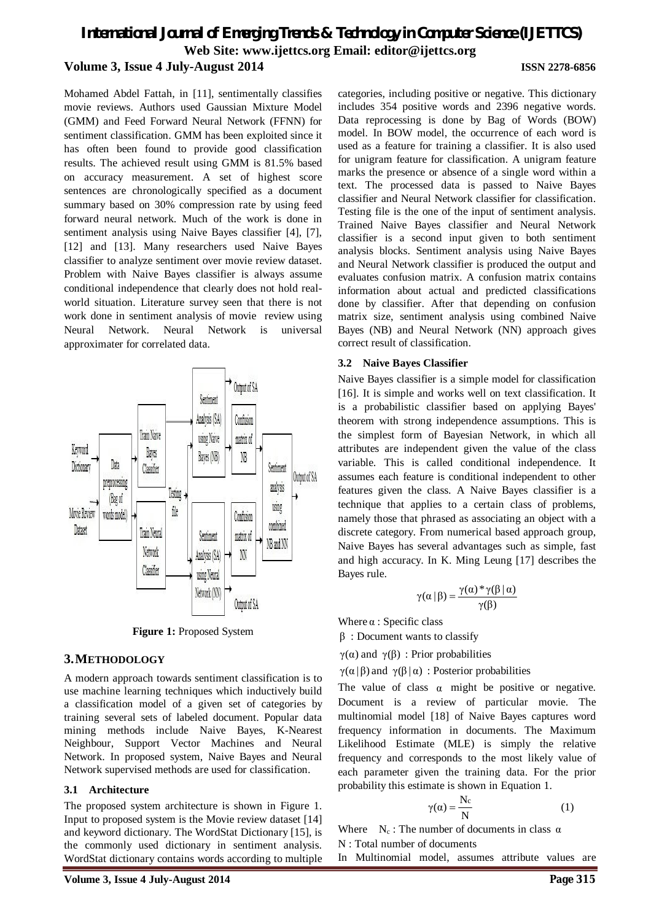Mohamed Abdel Fattah, in [11], sentimentally classifies movie reviews. Authors used Gaussian Mixture Model (GMM) and Feed Forward Neural Network (FFNN) for sentiment classification. GMM has been exploited since it has often been found to provide good classification results. The achieved result using GMM is 81.5% based on accuracy measurement. A set of highest score sentences are chronologically specified as a document summary based on 30% compression rate by using feed forward neural network. Much of the work is done in sentiment analysis using Naive Bayes classifier [4], [7], [12] and [13]. Many researchers used Naive Bayes classifier to analyze sentiment over movie review dataset. Problem with Naive Bayes classifier is always assume conditional independence that clearly does not hold real-world situation. Literature survey seen that there is not work done in sentiment analysis of movie review using Neural Network. Neural Network is universal approximater for correlated data.

**Figure 1:** Proposed System

## 3. METHODOLOGY

A modern approach towards sentiment classification is to use machine learning techniques which inductively build a classification model of a given set of categories by training several sets of labeled document. Popular data mining methods include Naive Bayes, K-Nearest Neighbour, Support Vector Machines and Neural Network. In proposed system, Naive Bayes and Neural Network supervised methods are used for classification.

### 3.1 Architecture

The proposed system architecture is shown in Figure 1. Input to proposed system is the Movie review dataset [14] and keyword dictionary. The WordStat Dictionary [15], is the commonly used dictionary in sentiment analysis. WordStat dictionary contains words according to multiple categories, including positive or negative. This dictionary includes 354 positive words and 2396 negative words. Data reprocessing is done by Bag of Words (BOW) model. In BOW model, the occurrence of each word is used as a feature for training a classifier. It is also used for unigram feature for classification. A unigram feature marks the presence or absence of a single word within a text. The processed data is passed to Naive Bayes classifier and Neural Network classifier for classification. Testing file is the one of the input of sentiment analysis. Trained Naive Bayes classifier and Neural Network classifier is a second input given to both sentiment analysis blocks. Sentiment analysis using Naive Bayes and Neural Network classifier is produced the output and evaluates confusion matrix. A confusion matrix contains information about actual and predicted classifications done by classifier. After that depending on confusion matrix size, sentiment analysis using combined Naive Bayes (NB) and Neural Network (NN) approach gives correct result of classification.

### 3.2 Naive Bayes Classifier

Naive Bayes classifier is a simple model for classification [16]. It is simple and works well on text classification. It is a probabilistic classifier based on applying Bayes' theorem with strong independence assumptions. This is the simplest form of Bayesian Network, in which all attributes are independent given the value of the class variable. This is called conditional independence. It assumes each feature is conditional independent to other features given the class. A Naive Bayes classifier is a technique that applies to a certain class of problems, namely those that phrased as associating an object with a discrete category. From numerical based approach group, Naive Bayes has several advantages such as simple, fast and high accuracy. In K. Ming Leung [17] describes the Bayes rule.

$$\gamma(\alpha \mid \beta) = \frac{\gamma(\alpha) * \gamma(\beta \mid \alpha)}{\gamma(\beta)}$$

Where $\alpha$ : Specific class

$\beta$ : Document wants to classify

$\gamma(\alpha)$ and $\gamma(\beta)$ : Prior probabilities

$\gamma(\alpha \mid \beta)$ and $\gamma(\beta \mid \alpha)$ : Posterior probabilities

The value of class $\alpha$ might be positive or negative. Document is a review of particular movie. The multinomial model [18] of Naive Bayes captures word frequency information in documents. The Maximum Likelihood Estimate (MLE) is simply the relative frequency and corresponds to the most likely value of each parameter given the training data. For the prior probability this estimate is shown in Equation 1.

$$\gamma(\alpha) = \frac{N_c}{N} \tag{1}$$

Where $N_c$ : The number of documents in class $\alpha$

N : Total number of documents

In Multinomial model, assumes attribute values are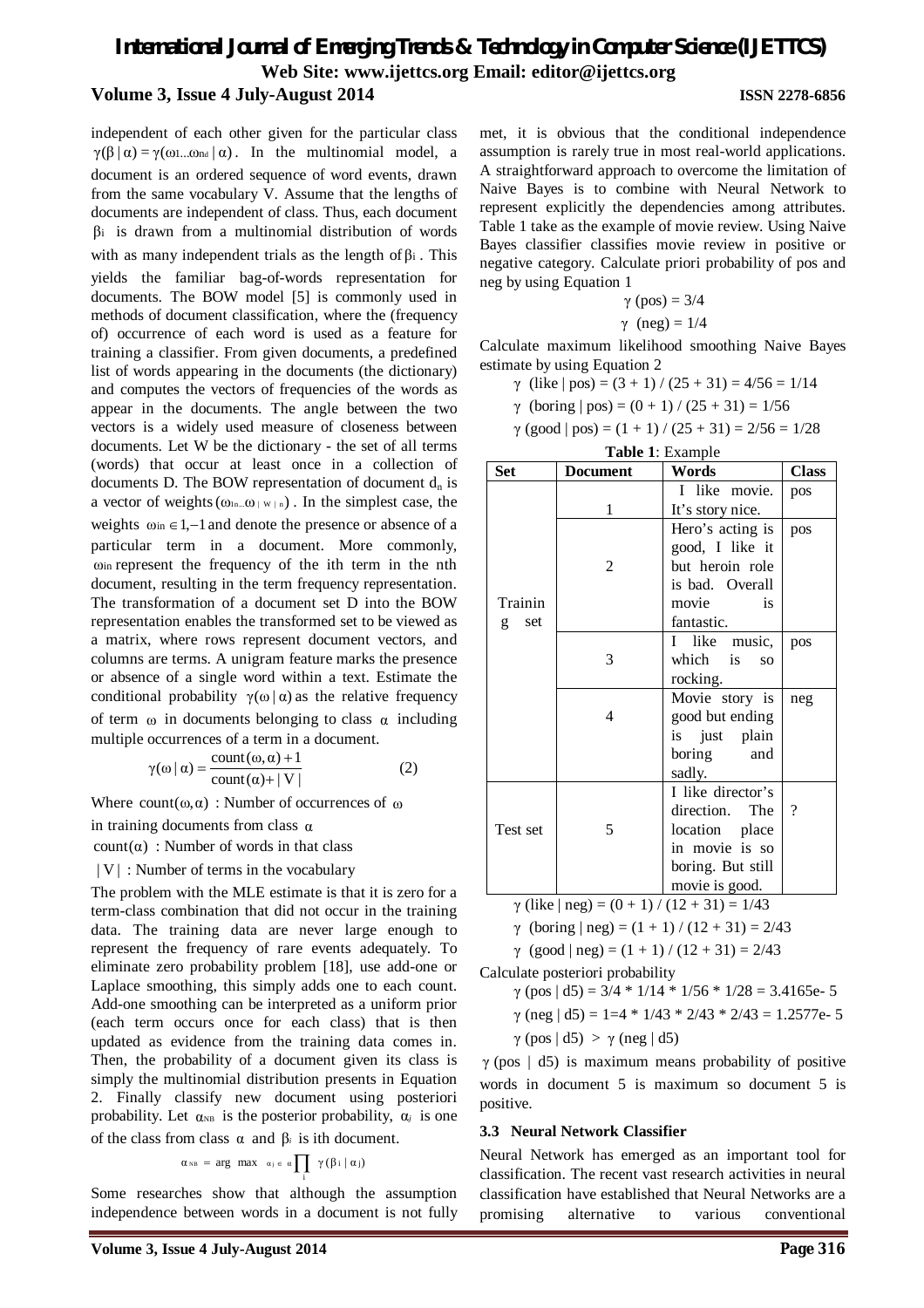independent of each other given for the particular class $\gamma(\beta \mid \alpha) = \gamma(\omega_1 ... \omega_{nd} \mid \alpha)$. In the multinomial model, a document is an ordered sequence of word events, drawn from the same vocabulary V. Assume that the lengths of documents are independent of class. Thus, each document $\beta_i$ is drawn from a multinomial distribution of words with as many independent trials as the length of $\beta_i$. This yields the familiar bag-of-words representation for documents. The BOW model [5] is commonly used in methods of document classification, where the (frequency of) occurrence of each word is used as a feature for training a classifier. From given documents, a predefined list of words appearing in the documents (the dictionary) and computes the vectors of frequencies of the words as appear in the documents. The angle between the two vectors is a widely used measure of closeness between documents. Let W be the dictionary - the set of all terms (words) that occur at least once in a collection of documents D. The BOW representation of document $d_n$ is a vector of weights $(\omega_{1n} ... \omega_{|W|n})$. In the simplest case, the weights $\omega_{in} \in 1, -1$ and denote the presence or absence of a particular term in a document. More commonly, $\omega_{in}$ represent the frequency of the ith term in the nth document, resulting in the term frequency representation. The transformation of a document set D into the BOW representation enables the transformed set to be viewed as a matrix, where rows represent document vectors, and columns are terms. A unigram feature marks the presence or absence of a single word within a text. Estimate the conditional probability $\gamma(\omega \mid \alpha)$ as the relative frequency of term $\omega$ in documents belonging to class $\alpha$ including multiple occurrences of a term in a document.

$$\gamma(\omega \mid \alpha) = \frac{\text{count}(\omega, \alpha) + 1}{\text{count}(\alpha) + |V|} \qquad (2)$$

Where $\text{count}(\omega, \alpha)$ : Number of occurrences of $\omega$ in training documents from class $\alpha$

$\text{count}(\alpha)$ : Number of words in that class

$|V|$ : Number of terms in the vocabulary

The problem with the MLE estimate is that it is zero for a term-class combination that did not occur in the training data. The training data are never large enough to represent the frequency of rare events adequately. To eliminate zero probability problem [18], use add-one or Laplace smoothing, this simply adds one to each count. Add-one smoothing can be interpreted as a uniform prior (each term occurs once for each class) that is then updated as evidence from the training data comes in. Then, the probability of a document given its class is simply the multinomial distribution presents in Equation 2. Finally classify new document using posteriori probability. Let $\alpha_{NB}$ is the posterior probability, $\alpha_j$ is one of the class from class $\alpha$ and $\beta_i$ is ith document.

$$\alpha_{NB} = \arg\max_{\alpha_j \in \alpha} \prod_i \gamma(\beta_i \mid \alpha_j)$$

Some researches show that although the assumption independence between words in a document is not fully met, it is obvious that the conditional independence assumption is rarely true in most real-world applications. A straightforward approach to overcome the limitation of Naive Bayes is to combine with Neural Network to represent explicitly the dependencies among attributes. Table 1 take as the example of movie review. Using Naive Bayes classifier classifies movie review in positive or negative category. Calculate priori probability of pos and neg by using Equation 1

$$\gamma\,(\text{pos}) = 3/4$$

$$\gamma\,(\text{neg}) = 1/4$$

Calculate maximum likelihood smoothing Naive Bayes estimate by using Equation 2

$\gamma$ (like | pos) = (3 + 1) / (25 + 31) = 4/56 = 1/14

$\gamma$ (boring | pos) = (0 + 1) / (25 + 31) = 1/56

$\gamma$ (good | pos) = (1 + 1) / (25 + 31) = 2/56 = 1/28

**Table 1**: Example

| Set | Document | Words | Class |
|---|---|---|---|
| Training set | 1 | I like movie. It's story nice. | pos |
| | 2 | Hero's acting is good, I like it but heroin role is bad. Overall movie is fantastic. | pos |
| | 3 | I like music, which is so rocking. | pos |
| | 4 | Movie story is good but ending is just plain boring and sadly. | neg |
| Test set | 5 | I like director's direction. The location place in movie is so boring. But still movie is good. | ? |

$\gamma$ (like | neg) = (0 + 1) / (12 + 31) = 1/43

$\gamma$ (boring | neg) = (1 + 1) / (12 + 31) = 2/43

$\gamma$ (good | neg) = (1 + 1) / (12 + 31) = 2/43

Calculate posteriori probability

$\gamma$ (pos | d5) = 3/4 * 1/14 * 1/56 * 1/28 = 3.4165e- 5

$\gamma$ (neg | d5) = 1=4 * 1/43 * 2/43 * 2/43 = 1.2577e- 5

$\gamma$ (pos | d5) > $\gamma$ (neg | d5)

$\gamma$ (pos | d5) is maximum means probability of positive words in document 5 is maximum so document 5 is positive.

### 3.3 Neural Network Classifier

Neural Network has emerged as an important tool for classification. The recent vast research activities in neural classification have established that Neural Networks are a promising alternative to various conventional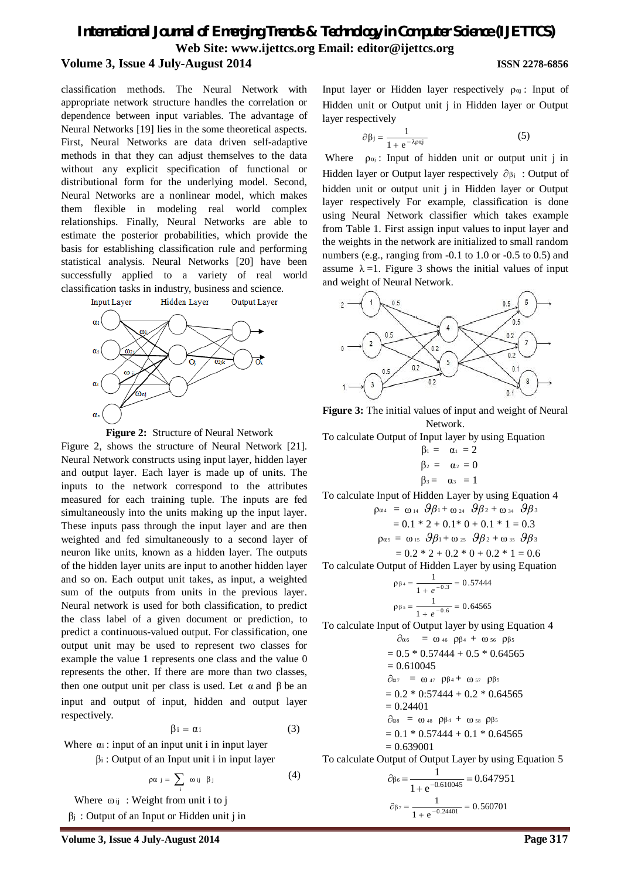classification methods. The Neural Network with appropriate network structure handles the correlation or dependence between input variables. The advantage of Neural Networks [19] lies in the some theoretical aspects. First, Neural Networks are data driven self-adaptive methods in that they can adjust themselves to the data without any explicit specification of functional or distributional form for the underlying model. Second, Neural Networks are a nonlinear model, which makes them flexible in modeling real world complex relationships. Finally, Neural Networks are able to estimate the posterior probabilities, which provide the basis for establishing classification rule and performing statistical analysis. Neural Networks [20] have been successfully applied to a variety of real world classification tasks in industry, business and science.

**Figure 2:** Structure of Neural Network

Figure 2, shows the structure of Neural Network [21]. Neural Network constructs using input layer, hidden layer and output layer. Each layer is made up of units. The inputs to the network correspond to the attributes measured for each training tuple. The inputs are fed simultaneously into the units making up the input layer. These inputs pass through the input layer and are then weighted and fed simultaneously to a second layer of neuron like units, known as a hidden layer. The outputs of the hidden layer units are input to another hidden layer and so on. Each output unit takes, as input, a weighted sum of the outputs from units in the previous layer. Neural network is used for both classification, to predict the class label of a given document or prediction, to predict a continuous-valued output. For classification, one output unit may be used to represent two classes for example the value 1 represents one class and the value 0 represents the other. If there are more than two classes, then one output unit per class is used. Let $\alpha$ and $\beta$ be an input and output of input, hidden and output layer respectively.

$$\beta_i = \alpha_i \qquad (3)$$

Where $\alpha_i$ : input of an input unit i in input layer

$\beta_i$ : Output of an Input unit i in input layer

$$\rho\alpha_j = \sum_i \omega_{ij}\ \beta_j \qquad (4)$$

Where $\omega_{ij}$ : Weight from unit i to j

$\beta_j$ : Output of an Input or Hidden unit j in Input layer or Hidden layer respectively $\rho_{\alpha j}$ : Input of Hidden unit or Output unit j in Hidden layer or Output layer respectively

$$\partial\beta_j = \frac{1}{1 + e^{-\lambda\rho\alpha j}} \qquad (5)$$

Where $\rho_{\alpha j}$ : Input of hidden unit or output unit j in Hidden layer or Output layer respectively $\partial\beta_j$ : Output of hidden unit or output unit j in Hidden layer or Output layer respectively For example, classification is done using Neural Network classifier which takes example from Table 1. First assign input values to input layer and the weights in the network are initialized to small random numbers (e.g., ranging from -0.1 to 1.0 or -0.5 to 0.5) and assume $\lambda$ =1. Figure 3 shows the initial values of input and weight of Neural Network.

**Figure 3:** The initial values of input and weight of Neural Network.

To calculate Output of Input layer by using Equation

$$\beta_1 = \alpha_1 = 2$$
$$\beta_2 = \alpha_2 = 0$$
$$\beta_3 = \alpha_3 = 1$$

To calculate Input of Hidden Layer by using Equation 4

$$\rho\alpha_4 = \omega_{14}\ \vartheta\beta_1 + \omega_{24}\ \vartheta\beta_2 + \omega_{34}\ \vartheta\beta_3$$
$$= 0.1 * 2 + 0.1 * 0 + 0.1 * 1 = 0.3$$
$$\rho\alpha_5 = \omega_{15}\ \vartheta\beta_1 + \omega_{25}\ \vartheta\beta_2 + \omega_{35}\ \vartheta\beta_3$$
$$= 0.2 * 2 + 0.2 * 0 + 0.2 * 1 = 0.6$$

To calculate Output of Hidden Layer by using Equation

$$\rho\beta_4 = \frac{1}{1 + e^{-0.3}} = 0.57444$$
$$\rho\beta_5 = \frac{1}{1 + e^{-0.6}} = 0.64565$$

To calculate Input of Output layer by using Equation 4

$$\partial\alpha_6 = \omega_{46}\ \rho\beta_4 + \omega_{56}\ \rho\beta_5$$
$$= 0.5 * 0.57444 + 0.5 * 0.64565$$
$$= 0.610045$$
$$\partial\alpha_7 = \omega_{47}\ \rho\beta_4 + \omega_{57}\ \rho\beta_5$$
$$= 0.2 * 0:57444 + 0.2 * 0.64565$$
$$= 0.24401$$
$$\partial\alpha_8 = \omega_{48}\ \rho\beta_4 + \omega_{58}\ \rho\beta_5$$
$$= 0.1 * 0.57444 + 0.1 * 0.64565$$
$$= 0.639001$$

To calculate Output of Output Layer by using Equation 5

$$\partial\beta_6 = \frac{1}{1 + e^{-0.610045}} = 0.647951$$
$$\partial\beta_7 = \frac{1}{1 + e^{-0.24401}} = 0.560701$$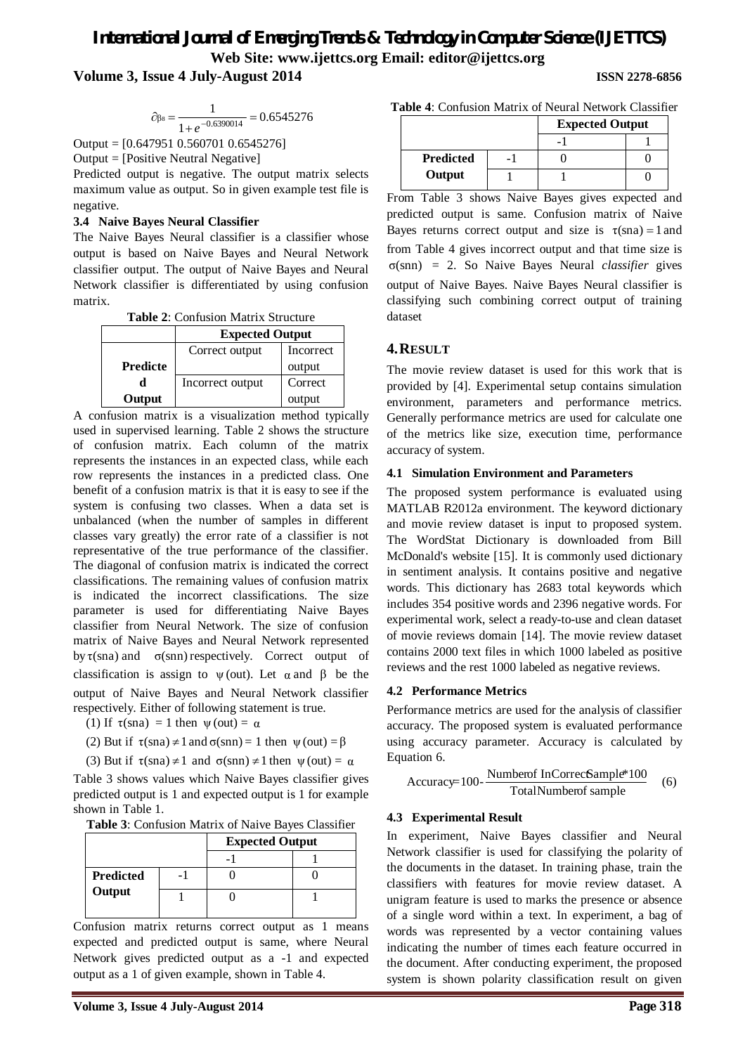$$\partial_{\beta_8} = \frac{1}{1+e^{-0.6390014}} = 0.6545276$$

Output = [0.647951 0.560701 0.6545276]

Output = [Positive Neutral Negative]

Predicted output is negative. The output matrix selects maximum value as output. So in given example test file is negative.

### 3.4 Naive Bayes Neural Classifier

The Naive Bayes Neural classifier is a classifier whose output is based on Naive Bayes and Neural Network classifier output. The output of Naive Bayes and Neural Network classifier is differentiated by using confusion matrix.

**Table 2**: Confusion Matrix Structure

| | Expected Output | |
|---|---|---|
| **Predicted Output** | Correct output | Incorrect output |
| | Incorrect output | Correct output |

A confusion matrix is a visualization method typically used in supervised learning. Table 2 shows the structure of confusion matrix. Each column of the matrix represents the instances in an expected class, while each row represents the instances in a predicted class. One benefit of a confusion matrix is that it is easy to see if the system is confusing two classes. When a data set is unbalanced (when the number of samples in different classes vary greatly) the error rate of a classifier is not representative of the true performance of the classifier. The diagonal of confusion matrix is indicated the correct classifications. The remaining values of confusion matrix is indicated the incorrect classifications. The size parameter is used for differentiating Naive Bayes classifier from Neural Network. The size of confusion matrix of Naive Bayes and Neural Network represented by $\tau(\text{sna})$ and $\sigma(\text{snn})$ respectively. Correct output of classification is assign to $\psi(\text{out})$. Let $\alpha$ and $\beta$ be the output of Naive Bayes and Neural Network classifier respectively. Either of following statement is true.

(1) If $\tau(\text{sna}) = 1$ then $\psi(\text{out}) = \alpha$

(2) But if $\tau(\text{sna}) \neq 1$ and $\sigma(\text{snn}) = 1$ then $\psi(\text{out}) = \beta$

(3) But if $\tau(\text{sna}) \neq 1$ and $\sigma(\text{snn}) \neq 1$ then $\psi(\text{out}) = \alpha$

Table 3 shows values which Naive Bayes classifier gives predicted output is 1 and expected output is 1 for example shown in Table 1.

**Table 3**: Confusion Matrix of Naive Bayes Classifier

| | | Expected Output | |
|---|---|---|---|
| | | -1 | 1 |
| **Predicted Output** | -1 | 0 | 0 |
| | 1 | 0 | 1 |

Confusion matrix returns correct output as 1 means expected and predicted output is same, where Neural Network gives predicted output as a -1 and expected output as a 1 of given example, shown in Table 4.

**Table 4**: Confusion Matrix of Neural Network Classifier

| | | Expected Output | |
|---|---|---|---|
| | | -1 | 1 |
| **Predicted Output** | -1 | 0 | 0 |
| | 1 | 1 | 0 |

From Table 3 shows Naive Bayes gives expected and predicted output is same. Confusion matrix of Naive Bayes returns correct output and size is $\tau(\text{sna}) = 1$ and from Table 4 gives incorrect output and that time size is $\sigma(\text{snn}) = 2$. So Naive Bayes Neural *classifier* gives output of Naive Bayes. Naive Bayes Neural classifier is classifying such combining correct output of training dataset

## 4. RESULT

The movie review dataset is used for this work that is provided by [4]. Experimental setup contains simulation environment, parameters and performance metrics. Generally performance metrics are used for calculate one of the metrics like size, execution time, performance accuracy of system.

### 4.1 Simulation Environment and Parameters

The proposed system performance is evaluated using MATLAB R2012a environment. The keyword dictionary and movie review dataset is input to proposed system. The WordStat Dictionary is downloaded from Bill McDonald's website [15]. It is commonly used dictionary in sentiment analysis. It contains positive and negative words. This dictionary has 2683 total keywords which includes 354 positive words and 2396 negative words. For experimental work, select a ready-to-use and clean dataset of movie reviews domain [14]. The movie review dataset contains 2000 text files in which 1000 labeled as positive reviews and the rest 1000 labeled as negative reviews.

### 4.2 Performance Metrics

Performance metrics are used for the analysis of classifier accuracy. The proposed system is evaluated performance using accuracy parameter. Accuracy is calculated by Equation 6.

$$\text{Accuracy} = 100 - \frac{\text{Number of InCorrect Sample} * 100}{\text{Total Number of sample}} \quad (6)$$

### 4.3 Experimental Result

In experiment, Naive Bayes classifier and Neural Network classifier is used for classifying the polarity of the documents in the dataset. In training phase, train the classifiers with features for movie review dataset. A unigram feature is used to marks the presence or absence of a single word within a text. In experiment, a bag of words was represented by a vector containing values indicating the number of times each feature occurred in the document. After conducting experiment, the proposed system is shown polarity classification result on given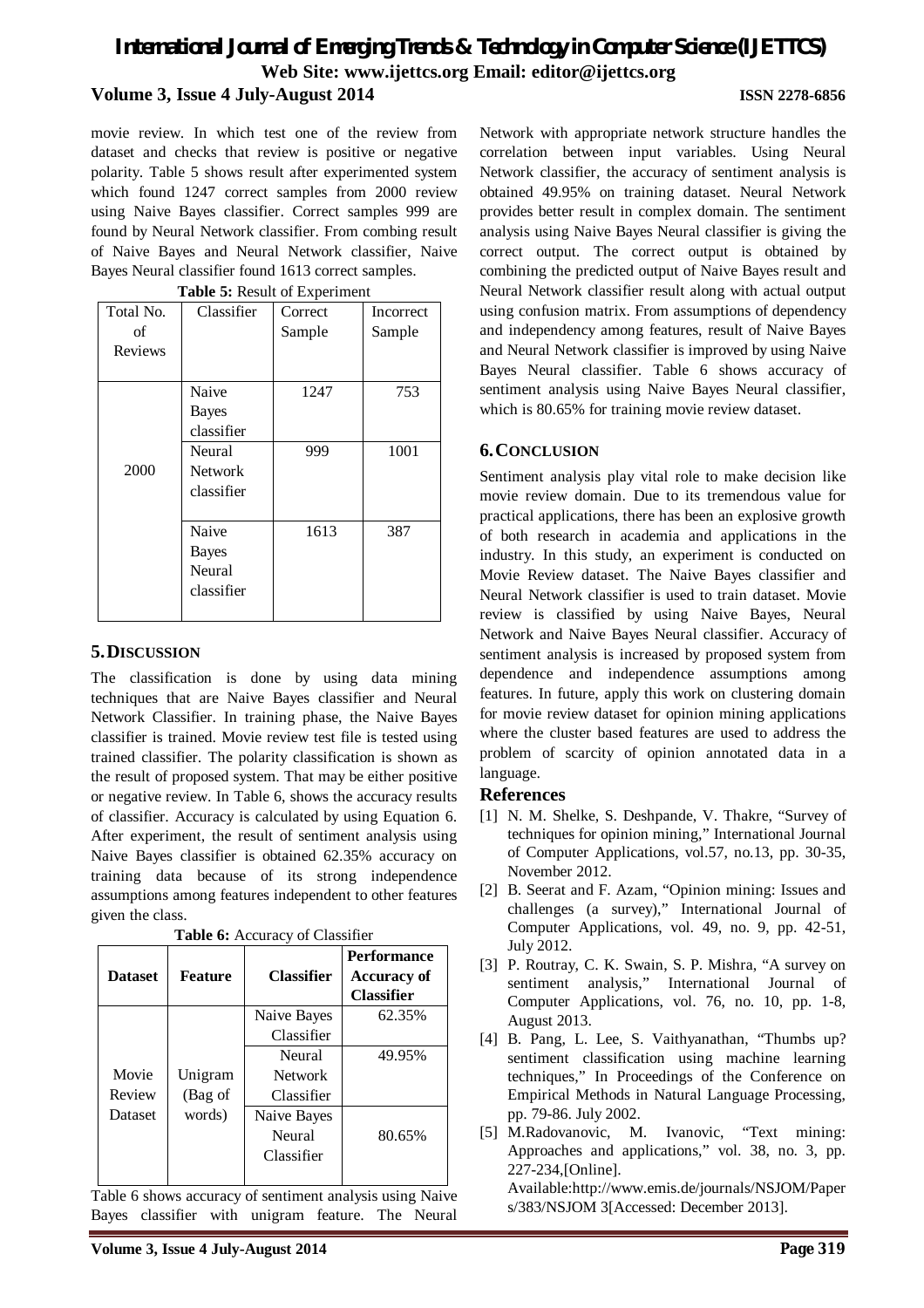movie review. In which test one of the review from dataset and checks that review is positive or negative polarity. Table 5 shows result after experimented system which found 1247 correct samples from 2000 review using Naive Bayes classifier. Correct samples 999 are found by Neural Network classifier. From combing result of Naive Bayes and Neural Network classifier, Naive Bayes Neural classifier found 1613 correct samples.

**Table 5:** Result of Experiment

| Total No. of Reviews | Classifier | Correct Sample | Incorrect Sample |
|---|---|---|---|
| 2000 | Naive Bayes classifier | 1247 | 753 |
| | Neural Network classifier | 999 | 1001 |
| | Naive Bayes Neural classifier | 1613 | 387 |

## 5. DISCUSSION

The classification is done by using data mining techniques that are Naive Bayes classifier and Neural Network Classifier. In training phase, the Naive Bayes classifier is trained. Movie review test file is tested using trained classifier. The polarity classification is shown as the result of proposed system. That may be either positive or negative review. In Table 6, shows the accuracy results of classifier. Accuracy is calculated by using Equation 6. After experiment, the result of sentiment analysis using Naive Bayes classifier is obtained 62.35% accuracy on training data because of its strong independence assumptions among features independent to other features given the class.

**Table 6:** Accuracy of Classifier

| Dataset | Feature | Classifier | Performance Accuracy of Classifier |
|---|---|---|---|
| Movie Review Dataset | Unigram (Bag of words) | Naive Bayes Classifier | 62.35% |
| | | Neural Network Classifier | 49.95% |
| | | Naive Bayes Neural Classifier | 80.65% |

Table 6 shows accuracy of sentiment analysis using Naive Bayes classifier with unigram feature. The Neural Network with appropriate network structure handles the correlation between input variables. Using Neural Network classifier, the accuracy of sentiment analysis is obtained 49.95% on training dataset. Neural Network provides better result in complex domain. The sentiment analysis using Naive Bayes Neural classifier is giving the correct output. The correct output is obtained by combining the predicted output of Naive Bayes result and Neural Network classifier result along with actual output using confusion matrix. From assumptions of dependency and independency among features, result of Naive Bayes and Neural Network classifier is improved by using Naive Bayes Neural classifier. Table 6 shows accuracy of sentiment analysis using Naive Bayes Neural classifier, which is 80.65% for training movie review dataset.

## 6. CONCLUSION

Sentiment analysis play vital role to make decision like movie review domain. Due to its tremendous value for practical applications, there has been an explosive growth of both research in academia and applications in the industry. In this study, an experiment is conducted on Movie Review dataset. The Naive Bayes classifier and Neural Network classifier is used to train dataset. Movie review is classified by using Naive Bayes, Neural Network and Naive Bayes Neural classifier. Accuracy of sentiment analysis is increased by proposed system from dependence and independence assumptions among features. In future, apply this work on clustering domain for movie review dataset for opinion mining applications where the cluster based features are used to address the problem of scarcity of opinion annotated data in a language.

## References

[1] N. M. Shelke, S. Deshpande, V. Thakre, "Survey of techniques for opinion mining," International Journal of Computer Applications, vol.57, no.13, pp. 30-35, November 2012.

[2] B. Seerat and F. Azam, "Opinion mining: Issues and challenges (a survey)," International Journal of Computer Applications, vol. 49, no. 9, pp. 42-51, July 2012.

[3] P. Routray, C. K. Swain, S. P. Mishra, "A survey on sentiment analysis," International Journal of Computer Applications, vol. 76, no. 10, pp. 1-8, August 2013.

[4] B. Pang, L. Lee, S. Vaithyanathan, "Thumbs up? sentiment classification using machine learning techniques," In Proceedings of the Conference on Empirical Methods in Natural Language Processing, pp. 79-86. July 2002.

[5] M.Radovanovic, M. Ivanovic, "Text mining: Approaches and applications," vol. 38, no. 3, pp. 227-234,[Online]. Available:http://www.emis.de/journals/NSJOM/Papers/383/NSJOM 3[Accessed: December 2013].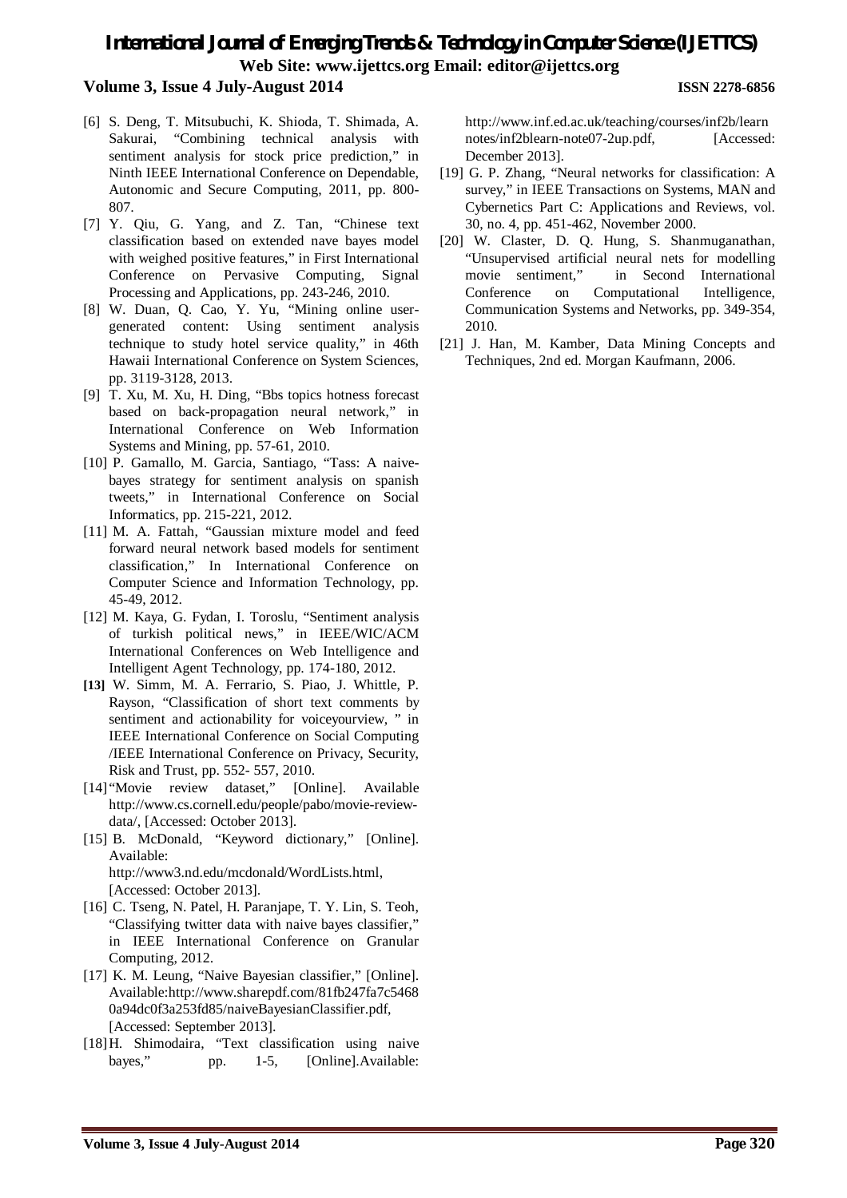[6] S. Deng, T. Mitsubuchi, K. Shioda, T. Shimada, A. Sakurai, "Combining technical analysis with sentiment analysis for stock price prediction," in Ninth IEEE International Conference on Dependable, Autonomic and Secure Computing, 2011, pp. 800-807.

[7] Y. Qiu, G. Yang, and Z. Tan, "Chinese text classification based on extended nave bayes model with weighed positive features," in First International Conference on Pervasive Computing, Signal Processing and Applications, pp. 243-246, 2010.

[8] W. Duan, Q. Cao, Y. Yu, "Mining online user-generated content: Using sentiment analysis technique to study hotel service quality," in 46th Hawaii International Conference on System Sciences, pp. 3119-3128, 2013.

[9] T. Xu, M. Xu, H. Ding, "Bbs topics hotness forecast based on back-propagation neural network," in International Conference on Web Information Systems and Mining, pp. 57-61, 2010.

[10] P. Gamallo, M. Garcia, Santiago, "Tass: A naive-bayes strategy for sentiment analysis on spanish tweets," in International Conference on Social Informatics, pp. 215-221, 2012.

[11] M. A. Fattah, "Gaussian mixture model and feed forward neural network based models for sentiment classification," In International Conference on Computer Science and Information Technology, pp. 45-49, 2012.

[12] M. Kaya, G. Fydan, I. Toroslu, "Sentiment analysis of turkish political news," in IEEE/WIC/ACM International Conferences on Web Intelligence and Intelligent Agent Technology, pp. 174-180, 2012.

**[13]** W. Simm, M. A. Ferrario, S. Piao, J. Whittle, P. Rayson, "Classification of short text comments by sentiment and actionability for voiceyourview, " in IEEE International Conference on Social Computing /IEEE International Conference on Privacy, Security, Risk and Trust, pp. 552- 557, 2010.

[14] "Movie review dataset," [Online]. Available http://www.cs.cornell.edu/people/pabo/movie-review-data/, [Accessed: October 2013].

[15] B. McDonald, "Keyword dictionary," [Online]. Available: http://www3.nd.edu/mcdonald/WordLists.html, [Accessed: October 2013].

[16] C. Tseng, N. Patel, H. Paranjape, T. Y. Lin, S. Teoh, "Classifying twitter data with naive bayes classifier," in IEEE International Conference on Granular Computing, 2012.

[17] K. M. Leung, "Naive Bayesian classifier," [Online]. Available:http://www.sharepdf.com/81fb247fa7c54680a94dc0f3a253fd85/naiveBayesianClassifier.pdf, [Accessed: September 2013].

[18] H. Shimodaira, "Text classification using naive bayes," pp. 1-5, [Online].Available: http://www.inf.ed.ac.uk/teaching/courses/inf2b/learnnotes/inf2blearn-note07-2up.pdf, [Accessed: December 2013].

[19] G. P. Zhang, "Neural networks for classification: A survey," in IEEE Transactions on Systems, MAN and Cybernetics Part C: Applications and Reviews, vol. 30, no. 4, pp. 451-462, November 2000.

[20] W. Claster, D. Q. Hung, S. Shanmuganathan, "Unsupervised artificial neural nets for modelling movie sentiment," in Second International Conference on Computational Intelligence, Communication Systems and Networks, pp. 349-354, 2010.

[21] J. Han, M. Kamber, Data Mining Concepts and Techniques, 2nd ed. Morgan Kaufmann, 2006.